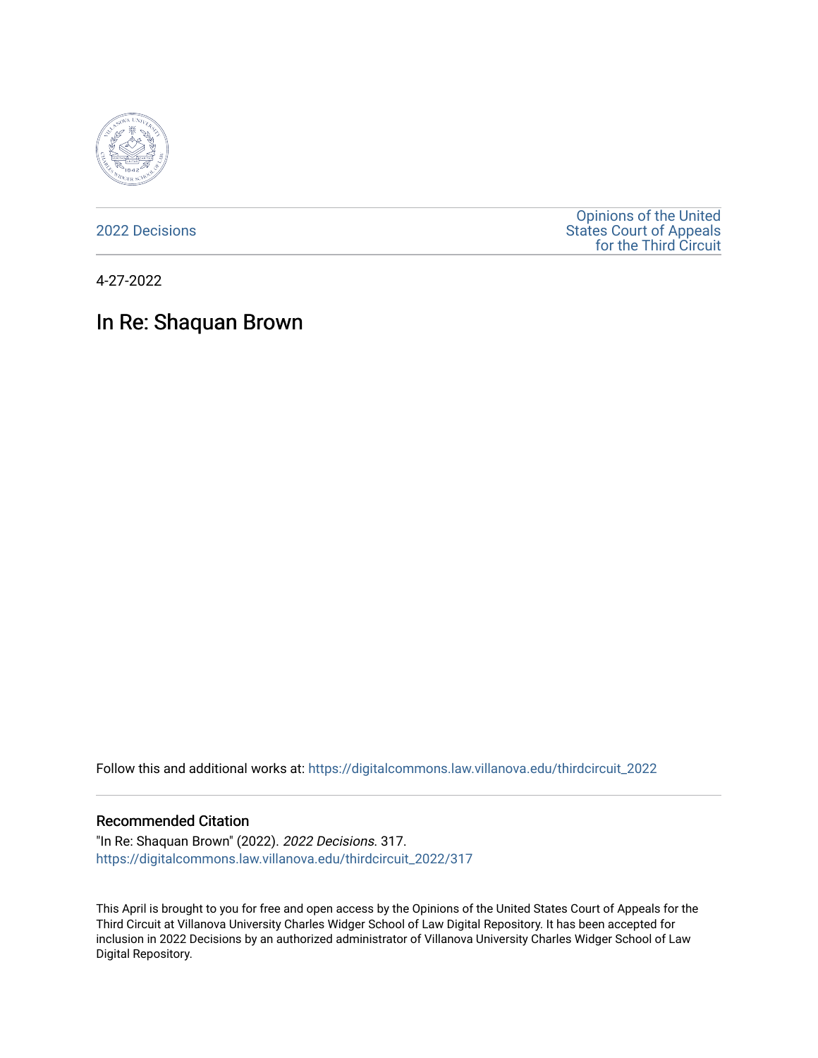2022 Decisions

Opinions of the United States Court of Appeals for the Third Circuit

4-27-2022

# In Re: Shaquan Brown

Follow this and additional works at: https://digitalcommons.law.villanova.edu/thirdcircuit_2022

## Recommended Citation

"In Re: Shaquan Brown" (2022). *2022 Decisions*. 317.
https://digitalcommons.law.villanova.edu/thirdcircuit_2022/317

This April is brought to you for free and open access by the Opinions of the United States Court of Appeals for the Third Circuit at Villanova University Charles Widger School of Law Digital Repository. It has been accepted for inclusion in 2022 Decisions by an authorized administrator of Villanova University Charles Widger School of Law Digital Repository.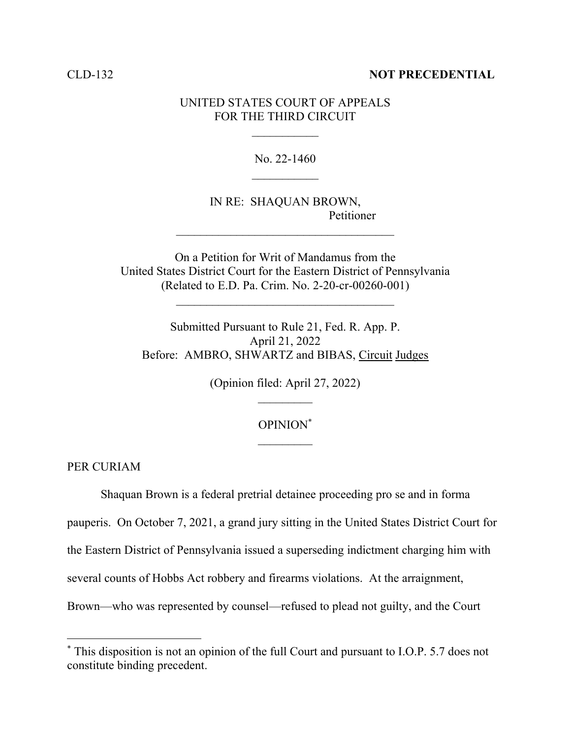CLD-132 **NOT PRECEDENTIAL**

UNITED STATES COURT OF APPEALS
FOR THE THIRD CIRCUIT

\_\_\_\_\_\_\_\_\_\_\_

No. 22-1460

\_\_\_\_\_\_\_\_\_\_\_

IN RE: SHAQUAN BROWN,
Petitioner

\_\_\_\_\_\_\_\_\_\_\_\_\_\_\_\_\_\_\_\_\_\_\_\_\_\_\_\_\_\_\_\_\_\_\_\_

On a Petition for Writ of Mandamus from the
United States District Court for the Eastern District of Pennsylvania
(Related to E.D. Pa. Crim. No. 2-20-cr-00260-001)

\_\_\_\_\_\_\_\_\_\_\_\_\_\_\_\_\_\_\_\_\_\_\_\_\_\_\_\_\_\_\_\_\_\_\_\_

Submitted Pursuant to Rule 21, Fed. R. App. P.
April 21, 2022
Before: AMBRO, SHWARTZ and BIBAS, Circuit Judges

(Opinion filed: April 27, 2022)

\_\_\_\_\_\_\_\_\_

OPINION[*]

\_\_\_\_\_\_\_\_\_

PER CURIAM

Shaquan Brown is a federal pretrial detainee proceeding pro se and in forma pauperis. On October 7, 2021, a grand jury sitting in the United States District Court for the Eastern District of Pennsylvania issued a superseding indictment charging him with several counts of Hobbs Act robbery and firearms violations. At the arraignment, Brown—who was represented by counsel—refused to plead not guilty, and the Court

[*] This disposition is not an opinion of the full Court and pursuant to I.O.P. 5.7 does not constitute binding precedent.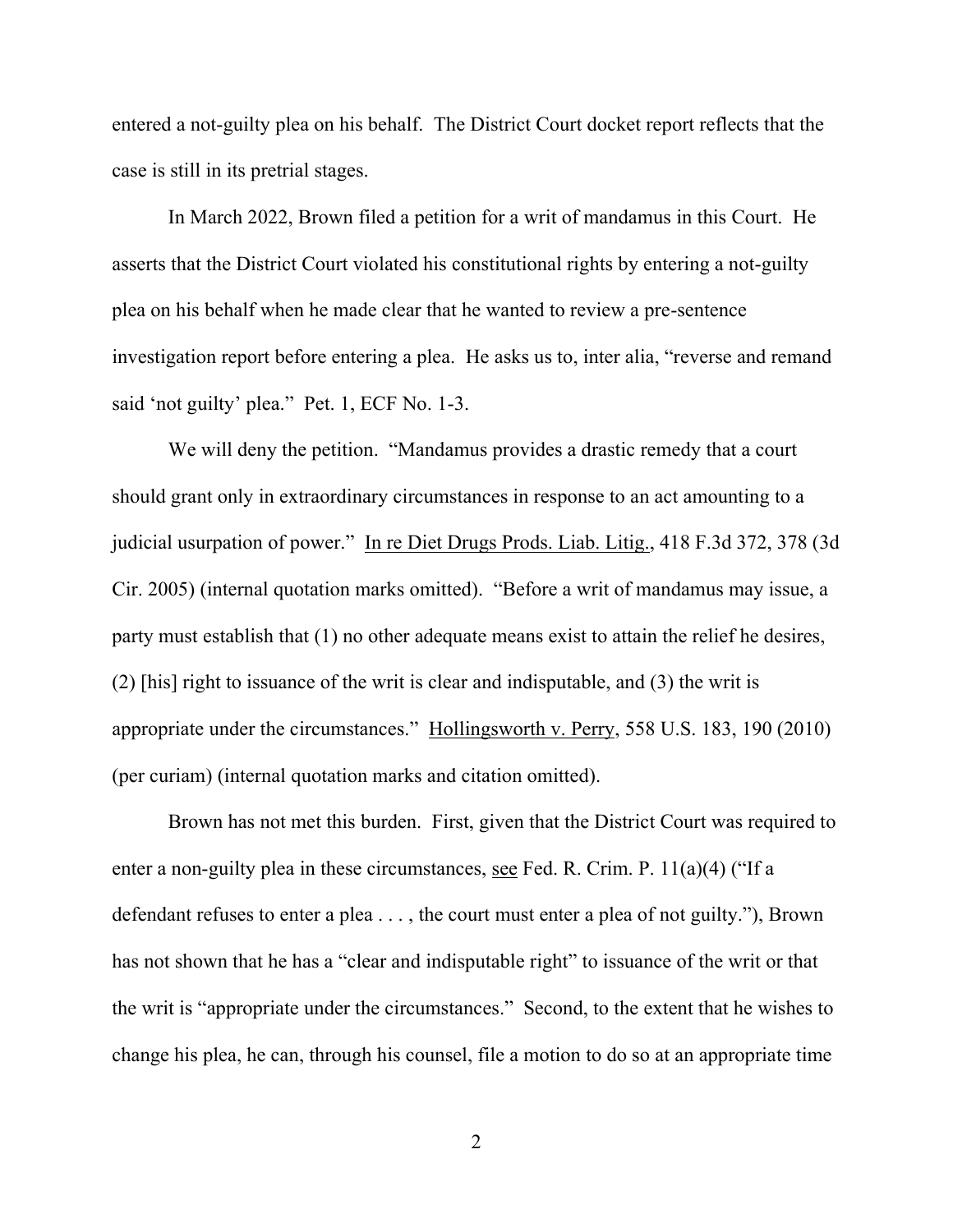entered a not-guilty plea on his behalf. The District Court docket report reflects that the case is still in its pretrial stages.

In March 2022, Brown filed a petition for a writ of mandamus in this Court. He asserts that the District Court violated his constitutional rights by entering a not-guilty plea on his behalf when he made clear that he wanted to review a pre-sentence investigation report before entering a plea. He asks us to, inter alia, "reverse and remand said 'not guilty' plea." Pet. 1, ECF No. 1-3.

We will deny the petition. "Mandamus provides a drastic remedy that a court should grant only in extraordinary circumstances in response to an act amounting to a judicial usurpation of power." In re Diet Drugs Prods. Liab. Litig., 418 F.3d 372, 378 (3d Cir. 2005) (internal quotation marks omitted). "Before a writ of mandamus may issue, a party must establish that (1) no other adequate means exist to attain the relief he desires, (2) [his] right to issuance of the writ is clear and indisputable, and (3) the writ is appropriate under the circumstances." Hollingsworth v. Perry, 558 U.S. 183, 190 (2010) (per curiam) (internal quotation marks and citation omitted).

Brown has not met this burden. First, given that the District Court was required to enter a non-guilty plea in these circumstances, see Fed. R. Crim. P. 11(a)(4) ("If a defendant refuses to enter a plea . . . , the court must enter a plea of not guilty."), Brown has not shown that he has a "clear and indisputable right" to issuance of the writ or that the writ is "appropriate under the circumstances." Second, to the extent that he wishes to change his plea, he can, through his counsel, file a motion to do so at an appropriate time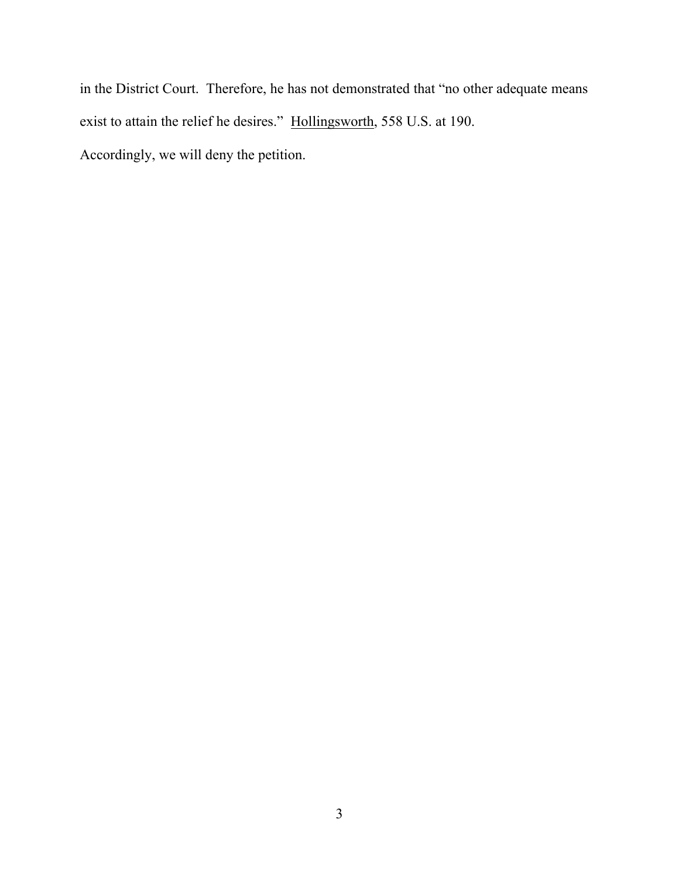in the District Court. Therefore, he has not demonstrated that "no other adequate means exist to attain the relief he desires." Hollingsworth, 558 U.S. at 190.

Accordingly, we will deny the petition.